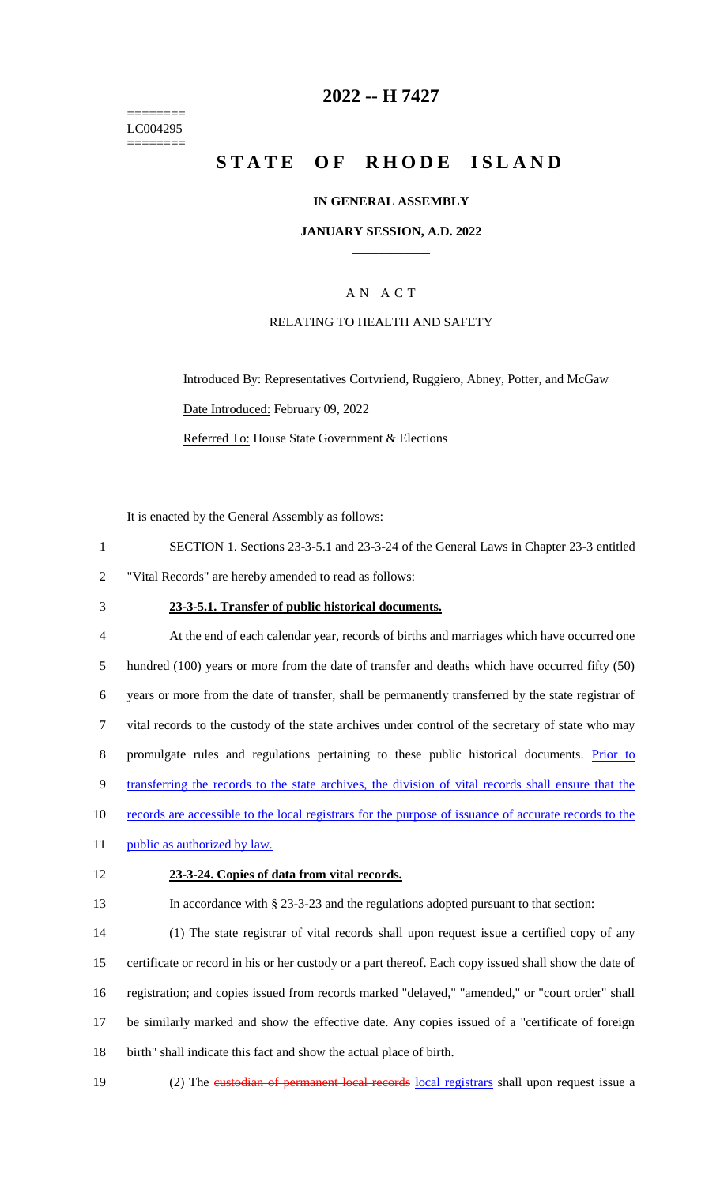========
LC004295
========

# 2022 -- H 7427

# STATE OF RHODE ISLAND

## IN GENERAL ASSEMBLY

### JANUARY SESSION, A.D. 2022

____________

A N A C T

RELATING TO HEALTH AND SAFETY

Introduced By: Representatives Cortvriend, Ruggiero, Abney, Potter, and McGaw

Date Introduced: February 09, 2022

Referred To: House State Government & Elections

It is enacted by the General Assembly as follows:

1 SECTION 1. Sections 23-3-5.1 and 23-3-24 of the General Laws in Chapter 23-3 entitled
2 "Vital Records" are hereby amended to read as follows:

3 **23-3-5.1. Transfer of public historical documents.**

4 At the end of each calendar year, records of births and marriages which have occurred one
5 hundred (100) years or more from the date of transfer and deaths which have occurred fifty (50)
6 years or more from the date of transfer, shall be permanently transferred by the state registrar of
7 vital records to the custody of the state archives under control of the secretary of state who may
8 promulgate rules and regulations pertaining to these public historical documents. Prior to
9 transferring the records to the state archives, the division of vital records shall ensure that the
10 records are accessible to the local registrars for the purpose of issuance of accurate records to the
11 public as authorized by law.

12 **23-3-24. Copies of data from vital records.**

13 In accordance with § 23-3-23 and the regulations adopted pursuant to that section:

14 (1) The state registrar of vital records shall upon request issue a certified copy of any
15 certificate or record in his or her custody or a part thereof. Each copy issued shall show the date of
16 registration; and copies issued from records marked "delayed," "amended," or "court order" shall
17 be similarly marked and show the effective date. Any copies issued of a "certificate of foreign
18 birth" shall indicate this fact and show the actual place of birth.

19 (2) The ~~custodian of permanent local records~~ local registrars shall upon request issue a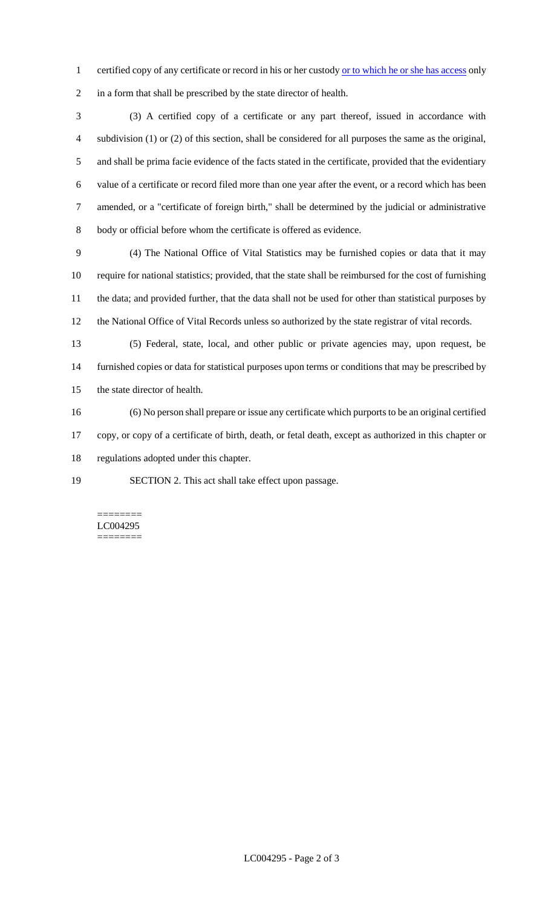certified copy of any certificate or record in his or her custody <u>or to which he or she has access</u> only in a form that shall be prescribed by the state director of health.

(3) A certified copy of a certificate or any part thereof, issued in accordance with subdivision (1) or (2) of this section, shall be considered for all purposes the same as the original, and shall be prima facie evidence of the facts stated in the certificate, provided that the evidentiary value of a certificate or record filed more than one year after the event, or a record which has been amended, or a "certificate of foreign birth," shall be determined by the judicial or administrative body or official before whom the certificate is offered as evidence.

(4) The National Office of Vital Statistics may be furnished copies or data that it may require for national statistics; provided, that the state shall be reimbursed for the cost of furnishing the data; and provided further, that the data shall not be used for other than statistical purposes by the National Office of Vital Records unless so authorized by the state registrar of vital records.

(5) Federal, state, local, and other public or private agencies may, upon request, be furnished copies or data for statistical purposes upon terms or conditions that may be prescribed by the state director of health.

(6) No person shall prepare or issue any certificate which purports to be an original certified copy, or copy of a certificate of birth, death, or fetal death, except as authorized in this chapter or regulations adopted under this chapter.

SECTION 2. This act shall take effect upon passage.

========
LC004295
========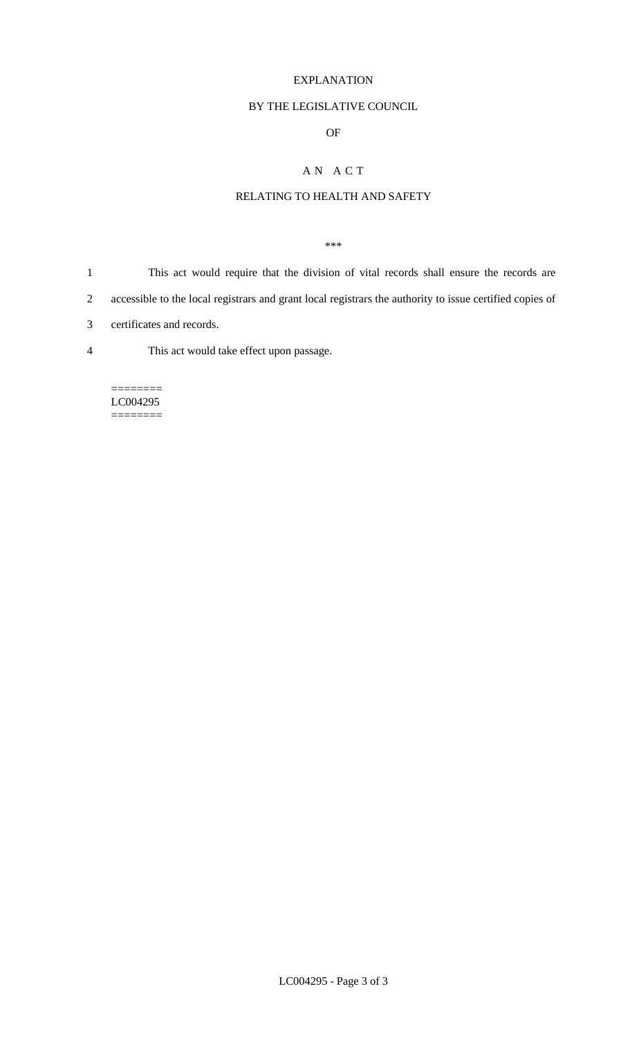EXPLANATION

BY THE LEGISLATIVE COUNCIL

OF

A N A C T

RELATING TO HEALTH AND SAFETY

\*\*\*

1 This act would require that the division of vital records shall ensure the records are
2 accessible to the local registrars and grant local registrars the authority to issue certified copies of
3 certificates and records.
4 This act would take effect upon passage.

========
LC004295
========